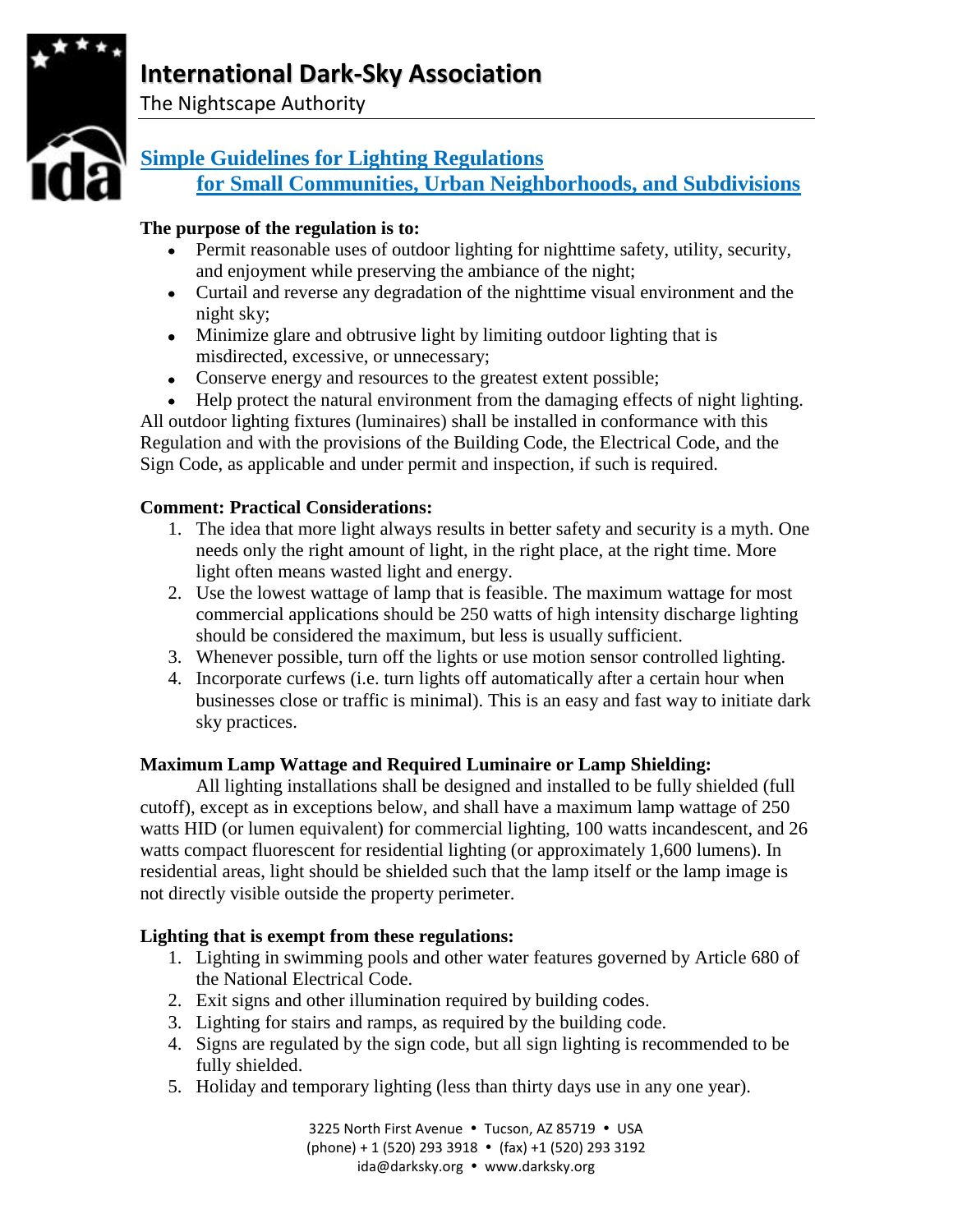# International Dark-Sky Association

The Nightscape Authority

## Simple Guidelines for Lighting Regulations for Small Communities, Urban Neighborhoods, and Subdivisions

**The purpose of the regulation is to:**

- Permit reasonable uses of outdoor lighting for nighttime safety, utility, security, and enjoyment while preserving the ambiance of the night;
- Curtail and reverse any degradation of the nighttime visual environment and the night sky;
- Minimize glare and obtrusive light by limiting outdoor lighting that is misdirected, excessive, or unnecessary;
- Conserve energy and resources to the greatest extent possible;
- Help protect the natural environment from the damaging effects of night lighting.

All outdoor lighting fixtures (luminaires) shall be installed in conformance with this Regulation and with the provisions of the Building Code, the Electrical Code, and the Sign Code, as applicable and under permit and inspection, if such is required.

**Comment: Practical Considerations:**

1. The idea that more light always results in better safety and security is a myth. One needs only the right amount of light, in the right place, at the right time. More light often means wasted light and energy.
2. Use the lowest wattage of lamp that is feasible. The maximum wattage for most commercial applications should be 250 watts of high intensity discharge lighting should be considered the maximum, but less is usually sufficient.
3. Whenever possible, turn off the lights or use motion sensor controlled lighting.
4. Incorporate curfews (i.e. turn lights off automatically after a certain hour when businesses close or traffic is minimal). This is an easy and fast way to initiate dark sky practices.

**Maximum Lamp Wattage and Required Luminaire or Lamp Shielding:**

All lighting installations shall be designed and installed to be fully shielded (full cutoff), except as in exceptions below, and shall have a maximum lamp wattage of 250 watts HID (or lumen equivalent) for commercial lighting, 100 watts incandescent, and 26 watts compact fluorescent for residential lighting (or approximately 1,600 lumens). In residential areas, light should be shielded such that the lamp itself or the lamp image is not directly visible outside the property perimeter.

**Lighting that is exempt from these regulations:**

1. Lighting in swimming pools and other water features governed by Article 680 of the National Electrical Code.
2. Exit signs and other illumination required by building codes.
3. Lighting for stairs and ramps, as required by the building code.
4. Signs are regulated by the sign code, but all sign lighting is recommended to be fully shielded.
5. Holiday and temporary lighting (less than thirty days use in any one year).

3225 North First Avenue • Tucson, AZ 85719 • USA
(phone) + 1 (520) 293 3918 • (fax) +1 (520) 293 3192
ida@darksky.org • www.darksky.org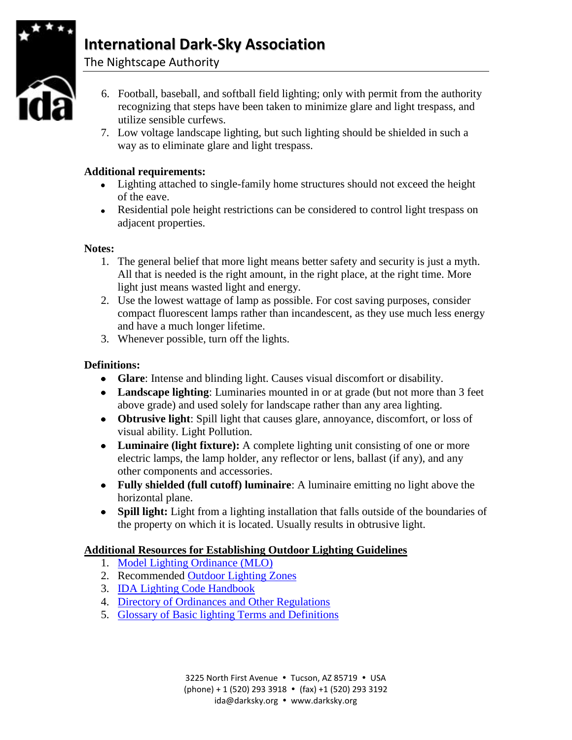6. Football, baseball, and softball field lighting; only with permit from the authority recognizing that steps have been taken to minimize glare and light trespass, and utilize sensible curfews.
7. Low voltage landscape lighting, but such lighting should be shielded in such a way as to eliminate glare and light trespass.

**Additional requirements:**

- Lighting attached to single-family home structures should not exceed the height of the eave.
- Residential pole height restrictions can be considered to control light trespass on adjacent properties.

**Notes:**

1. The general belief that more light means better safety and security is just a myth. All that is needed is the right amount, in the right place, at the right time. More light just means wasted light and energy.
2. Use the lowest wattage of lamp as possible. For cost saving purposes, consider compact fluorescent lamps rather than incandescent, as they use much less energy and have a much longer lifetime.
3. Whenever possible, turn off the lights.

**Definitions:**

- **Glare**: Intense and blinding light. Causes visual discomfort or disability.
- **Landscape lighting**: Luminaries mounted in or at grade (but not more than 3 feet above grade) and used solely for landscape rather than any area lighting.
- **Obtrusive light**: Spill light that causes glare, annoyance, discomfort, or loss of visual ability. Light Pollution.
- **Luminaire (light fixture):** A complete lighting unit consisting of one or more electric lamps, the lamp holder, any reflector or lens, ballast (if any), and any other components and accessories.
- **Fully shielded (full cutoff) luminaire**: A luminaire emitting no light above the horizontal plane.
- **Spill light:** Light from a lighting installation that falls outside of the boundaries of the property on which it is located. Usually results in obtrusive light.

**Additional Resources for Establishing Outdoor Lighting Guidelines**

1. Model Lighting Ordinance (MLO)
2. Recommended Outdoor Lighting Zones
3. IDA Lighting Code Handbook
4. Directory of Ordinances and Other Regulations
5. Glossary of Basic lighting Terms and Definitions